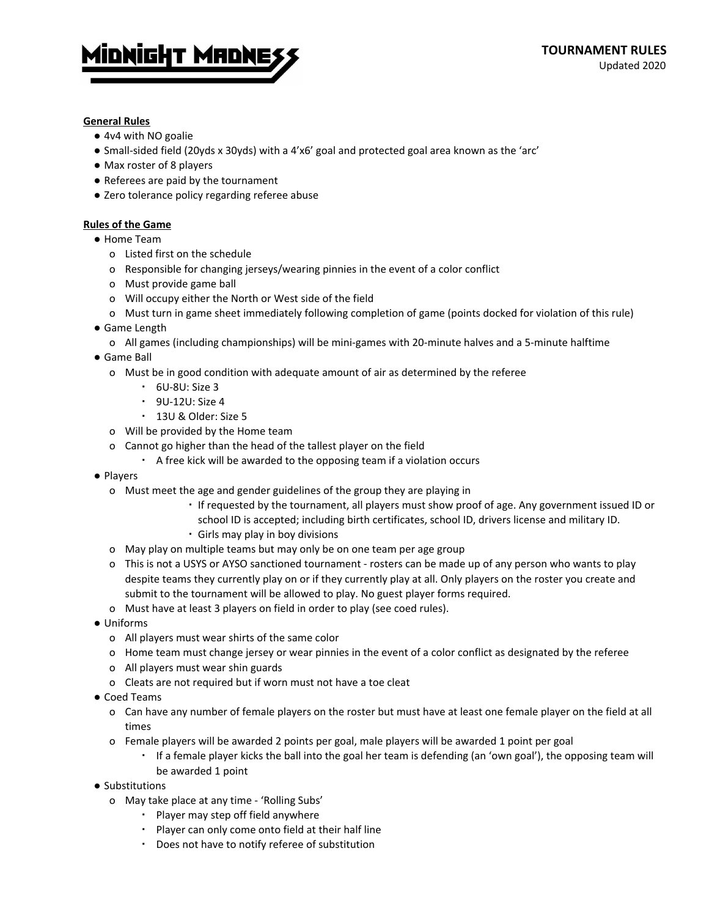# MIDNIGHT MADNESS

**TOURNAMENT RULES**
Updated 2020

**General Rules**

- 4v4 with NO goalie
- Small-sided field (20yds x 30yds) with a 4'x6' goal and protected goal area known as the 'arc'
- Max roster of 8 players
- Referees are paid by the tournament
- Zero tolerance policy regarding referee abuse

**Rules of the Game**

- Home Team
  - Listed first on the schedule
  - Responsible for changing jerseys/wearing pinnies in the event of a color conflict
  - Must provide game ball
  - Will occupy either the North or West side of the field
  - Must turn in game sheet immediately following completion of game (points docked for violation of this rule)
- Game Length
  - All games (including championships) will be mini-games with 20-minute halves and a 5-minute halftime
- Game Ball
  - Must be in good condition with adequate amount of air as determined by the referee
    - 6U-8U: Size 3
    - 9U-12U: Size 4
    - 13U & Older: Size 5
  - Will be provided by the Home team
  - Cannot go higher than the head of the tallest player on the field
    - A free kick will be awarded to the opposing team if a violation occurs
- Players
  - Must meet the age and gender guidelines of the group they are playing in
    - If requested by the tournament, all players must show proof of age. Any government issued ID or school ID is accepted; including birth certificates, school ID, drivers license and military ID.
    - Girls may play in boy divisions
  - May play on multiple teams but may only be on one team per age group
  - This is not a USYS or AYSO sanctioned tournament - rosters can be made up of any person who wants to play despite teams they currently play on or if they currently play at all. Only players on the roster you create and submit to the tournament will be allowed to play. No guest player forms required.
  - Must have at least 3 players on field in order to play (see coed rules).
- Uniforms
  - All players must wear shirts of the same color
  - Home team must change jersey or wear pinnies in the event of a color conflict as designated by the referee
  - All players must wear shin guards
  - Cleats are not required but if worn must not have a toe cleat
- Coed Teams
  - Can have any number of female players on the roster but must have at least one female player on the field at all times
  - Female players will be awarded 2 points per goal, male players will be awarded 1 point per goal
    - If a female player kicks the ball into the goal her team is defending (an 'own goal'), the opposing team will be awarded 1 point
- Substitutions
  - May take place at any time - 'Rolling Subs'
    - Player may step off field anywhere
    - Player can only come onto field at their half line
    - Does not have to notify referee of substitution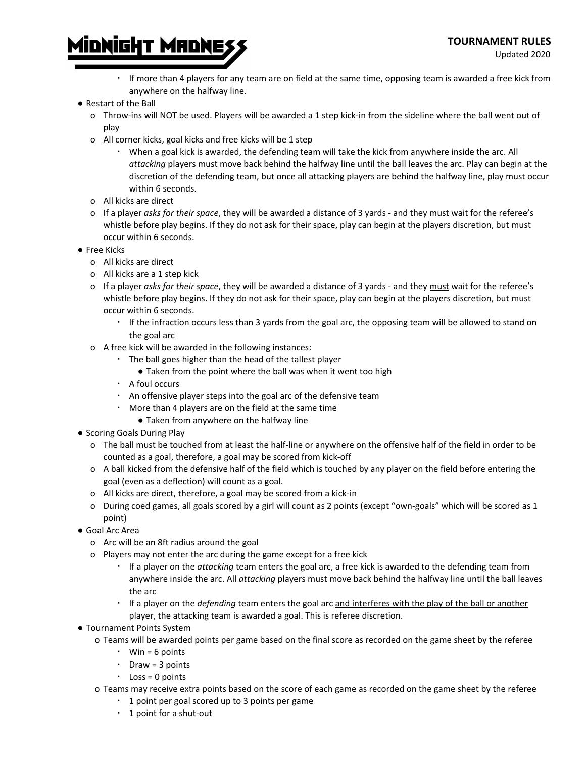- If more than 4 players for any team are on field at the same time, opposing team is awarded a free kick from anywhere on the halfway line.

- Restart of the Ball
  - Throw-ins will NOT be used. Players will be awarded a 1 step kick-in from the sideline where the ball went out of play
  - All corner kicks, goal kicks and free kicks will be 1 step
    - When a goal kick is awarded, the defending team will take the kick from anywhere inside the arc. All *attacking* players must move back behind the halfway line until the ball leaves the arc. Play can begin at the discretion of the defending team, but once all attacking players are behind the halfway line, play must occur within 6 seconds.
  - All kicks are direct
  - If a player *asks for their space*, they will be awarded a distance of 3 yards - and they <u>must</u> wait for the referee's whistle before play begins. If they do not ask for their space, play can begin at the players discretion, but must occur within 6 seconds.
- Free Kicks
  - All kicks are direct
  - All kicks are a 1 step kick
  - If a player *asks for their space*, they will be awarded a distance of 3 yards - and they <u>must</u> wait for the referee's whistle before play begins. If they do not ask for their space, play can begin at the players discretion, but must occur within 6 seconds.
    - If the infraction occurs less than 3 yards from the goal arc, the opposing team will be allowed to stand on the goal arc
  - A free kick will be awarded in the following instances:
    - The ball goes higher than the head of the tallest player
      - Taken from the point where the ball was when it went too high
    - A foul occurs
    - An offensive player steps into the goal arc of the defensive team
    - More than 4 players are on the field at the same time
      - Taken from anywhere on the halfway line
- Scoring Goals During Play
  - The ball must be touched from at least the half-line or anywhere on the offensive half of the field in order to be counted as a goal, therefore, a goal may be scored from kick-off
  - A ball kicked from the defensive half of the field which is touched by any player on the field before entering the goal (even as a deflection) will count as a goal.
  - All kicks are direct, therefore, a goal may be scored from a kick-in
  - During coed games, all goals scored by a girl will count as 2 points (except "own-goals" which will be scored as 1 point)
- Goal Arc Area
  - Arc will be an 8ft radius around the goal
  - Players may not enter the arc during the game except for a free kick
    - If a player on the *attacking* team enters the goal arc, a free kick is awarded to the defending team from anywhere inside the arc. All *attacking* players must move back behind the halfway line until the ball leaves the arc
    - If a player on the *defending* team enters the goal arc <u>and interferes with the play of the ball or another player</u>, the attacking team is awarded a goal. This is referee discretion.
- Tournament Points System
  - Teams will be awarded points per game based on the final score as recorded on the game sheet by the referee
    - Win = 6 points
    - Draw = 3 points
    - Loss = 0 points
  - Teams may receive extra points based on the score of each game as recorded on the game sheet by the referee
    - 1 point per goal scored up to 3 points per game
    - 1 point for a shut-out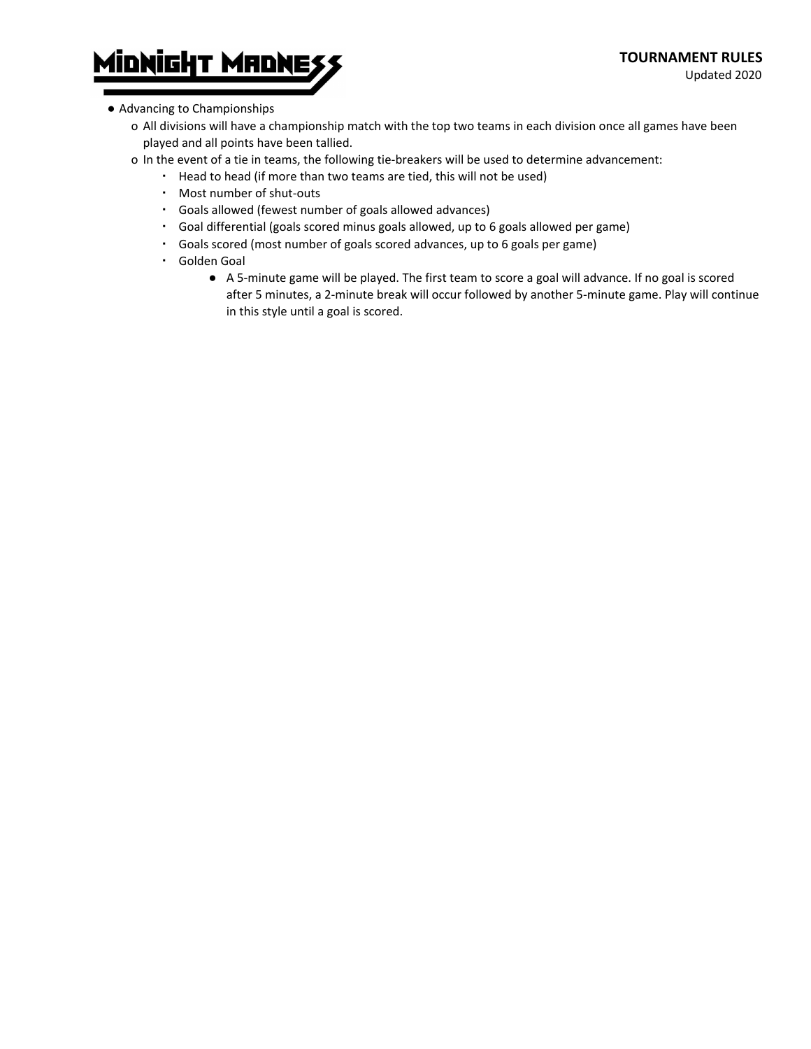- Advancing to Championships
  - All divisions will have a championship match with the top two teams in each division once all games have been played and all points have been tallied.
  - In the event of a tie in teams, the following tie-breakers will be used to determine advancement:
    - Head to head (if more than two teams are tied, this will not be used)
    - Most number of shut-outs
    - Goals allowed (fewest number of goals allowed advances)
    - Goal differential (goals scored minus goals allowed, up to 6 goals allowed per game)
    - Goals scored (most number of goals scored advances, up to 6 goals per game)
    - Golden Goal
      - A 5-minute game will be played. The first team to score a goal will advance. If no goal is scored after 5 minutes, a 2-minute break will occur followed by another 5-minute game. Play will continue in this style until a goal is scored.